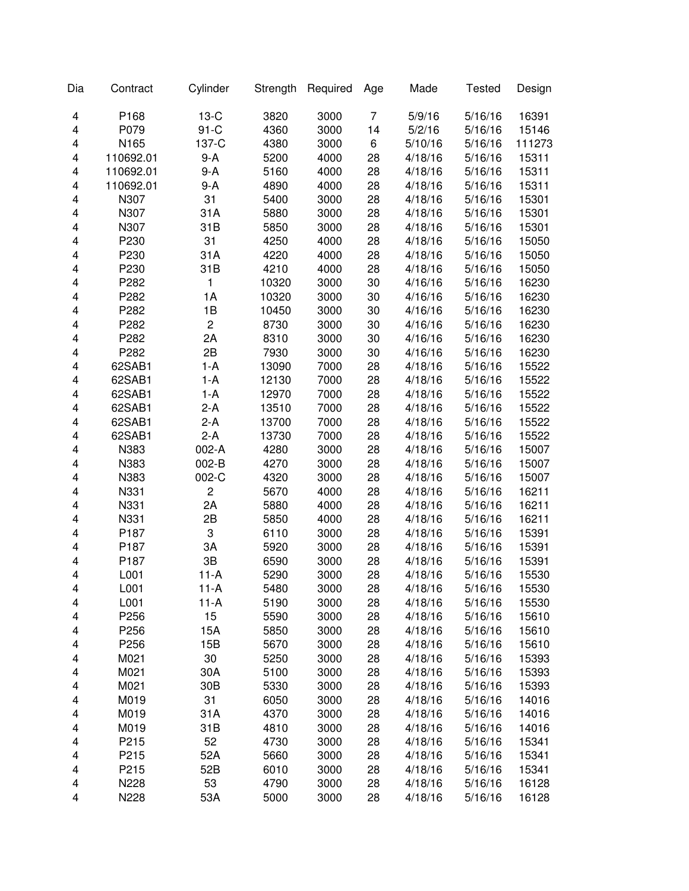| Dia | Contract | Cylinder | Strength | Required | Age | Made | Tested | Design |
|---|---|---|---|---|---|---|---|---|
| 4 | P168 | 13-C | 3820 | 3000 | 7 | 5/9/16 | 5/16/16 | 16391 |
| 4 | P079 | 91-C | 4360 | 3000 | 14 | 5/2/16 | 5/16/16 | 15146 |
| 4 | N165 | 137-C | 4380 | 3000 | 6 | 5/10/16 | 5/16/16 | 111273 |
| 4 | 110692.01 | 9-A | 5200 | 4000 | 28 | 4/18/16 | 5/16/16 | 15311 |
| 4 | 110692.01 | 9-A | 5160 | 4000 | 28 | 4/18/16 | 5/16/16 | 15311 |
| 4 | 110692.01 | 9-A | 4890 | 4000 | 28 | 4/18/16 | 5/16/16 | 15311 |
| 4 | N307 | 31 | 5400 | 3000 | 28 | 4/18/16 | 5/16/16 | 15301 |
| 4 | N307 | 31A | 5880 | 3000 | 28 | 4/18/16 | 5/16/16 | 15301 |
| 4 | N307 | 31B | 5850 | 3000 | 28 | 4/18/16 | 5/16/16 | 15301 |
| 4 | P230 | 31 | 4250 | 4000 | 28 | 4/18/16 | 5/16/16 | 15050 |
| 4 | P230 | 31A | 4220 | 4000 | 28 | 4/18/16 | 5/16/16 | 15050 |
| 4 | P230 | 31B | 4210 | 4000 | 28 | 4/18/16 | 5/16/16 | 15050 |
| 4 | P282 | 1 | 10320 | 3000 | 30 | 4/16/16 | 5/16/16 | 16230 |
| 4 | P282 | 1A | 10320 | 3000 | 30 | 4/16/16 | 5/16/16 | 16230 |
| 4 | P282 | 1B | 10450 | 3000 | 30 | 4/16/16 | 5/16/16 | 16230 |
| 4 | P282 | 2 | 8730 | 3000 | 30 | 4/16/16 | 5/16/16 | 16230 |
| 4 | P282 | 2A | 8310 | 3000 | 30 | 4/16/16 | 5/16/16 | 16230 |
| 4 | P282 | 2B | 7930 | 3000 | 30 | 4/16/16 | 5/16/16 | 16230 |
| 4 | 62SAB1 | 1-A | 13090 | 7000 | 28 | 4/18/16 | 5/16/16 | 15522 |
| 4 | 62SAB1 | 1-A | 12130 | 7000 | 28 | 4/18/16 | 5/16/16 | 15522 |
| 4 | 62SAB1 | 1-A | 12970 | 7000 | 28 | 4/18/16 | 5/16/16 | 15522 |
| 4 | 62SAB1 | 2-A | 13510 | 7000 | 28 | 4/18/16 | 5/16/16 | 15522 |
| 4 | 62SAB1 | 2-A | 13700 | 7000 | 28 | 4/18/16 | 5/16/16 | 15522 |
| 4 | 62SAB1 | 2-A | 13730 | 7000 | 28 | 4/18/16 | 5/16/16 | 15522 |
| 4 | N383 | 002-A | 4280 | 3000 | 28 | 4/18/16 | 5/16/16 | 15007 |
| 4 | N383 | 002-B | 4270 | 3000 | 28 | 4/18/16 | 5/16/16 | 15007 |
| 4 | N383 | 002-C | 4320 | 3000 | 28 | 4/18/16 | 5/16/16 | 15007 |
| 4 | N331 | 2 | 5670 | 4000 | 28 | 4/18/16 | 5/16/16 | 16211 |
| 4 | N331 | 2A | 5880 | 4000 | 28 | 4/18/16 | 5/16/16 | 16211 |
| 4 | N331 | 2B | 5850 | 4000 | 28 | 4/18/16 | 5/16/16 | 16211 |
| 4 | P187 | 3 | 6110 | 3000 | 28 | 4/18/16 | 5/16/16 | 15391 |
| 4 | P187 | 3A | 5920 | 3000 | 28 | 4/18/16 | 5/16/16 | 15391 |
| 4 | P187 | 3B | 6590 | 3000 | 28 | 4/18/16 | 5/16/16 | 15391 |
| 4 | L001 | 11-A | 5290 | 3000 | 28 | 4/18/16 | 5/16/16 | 15530 |
| 4 | L001 | 11-A | 5480 | 3000 | 28 | 4/18/16 | 5/16/16 | 15530 |
| 4 | L001 | 11-A | 5190 | 3000 | 28 | 4/18/16 | 5/16/16 | 15530 |
| 4 | P256 | 15 | 5590 | 3000 | 28 | 4/18/16 | 5/16/16 | 15610 |
| 4 | P256 | 15A | 5850 | 3000 | 28 | 4/18/16 | 5/16/16 | 15610 |
| 4 | P256 | 15B | 5670 | 3000 | 28 | 4/18/16 | 5/16/16 | 15610 |
| 4 | M021 | 30 | 5250 | 3000 | 28 | 4/18/16 | 5/16/16 | 15393 |
| 4 | M021 | 30A | 5100 | 3000 | 28 | 4/18/16 | 5/16/16 | 15393 |
| 4 | M021 | 30B | 5330 | 3000 | 28 | 4/18/16 | 5/16/16 | 15393 |
| 4 | M019 | 31 | 6050 | 3000 | 28 | 4/18/16 | 5/16/16 | 14016 |
| 4 | M019 | 31A | 4370 | 3000 | 28 | 4/18/16 | 5/16/16 | 14016 |
| 4 | M019 | 31B | 4810 | 3000 | 28 | 4/18/16 | 5/16/16 | 14016 |
| 4 | P215 | 52 | 4730 | 3000 | 28 | 4/18/16 | 5/16/16 | 15341 |
| 4 | P215 | 52A | 5660 | 3000 | 28 | 4/18/16 | 5/16/16 | 15341 |
| 4 | P215 | 52B | 6010 | 3000 | 28 | 4/18/16 | 5/16/16 | 15341 |
| 4 | N228 | 53 | 4790 | 3000 | 28 | 4/18/16 | 5/16/16 | 16128 |
| 4 | N228 | 53A | 5000 | 3000 | 28 | 4/18/16 | 5/16/16 | 16128 |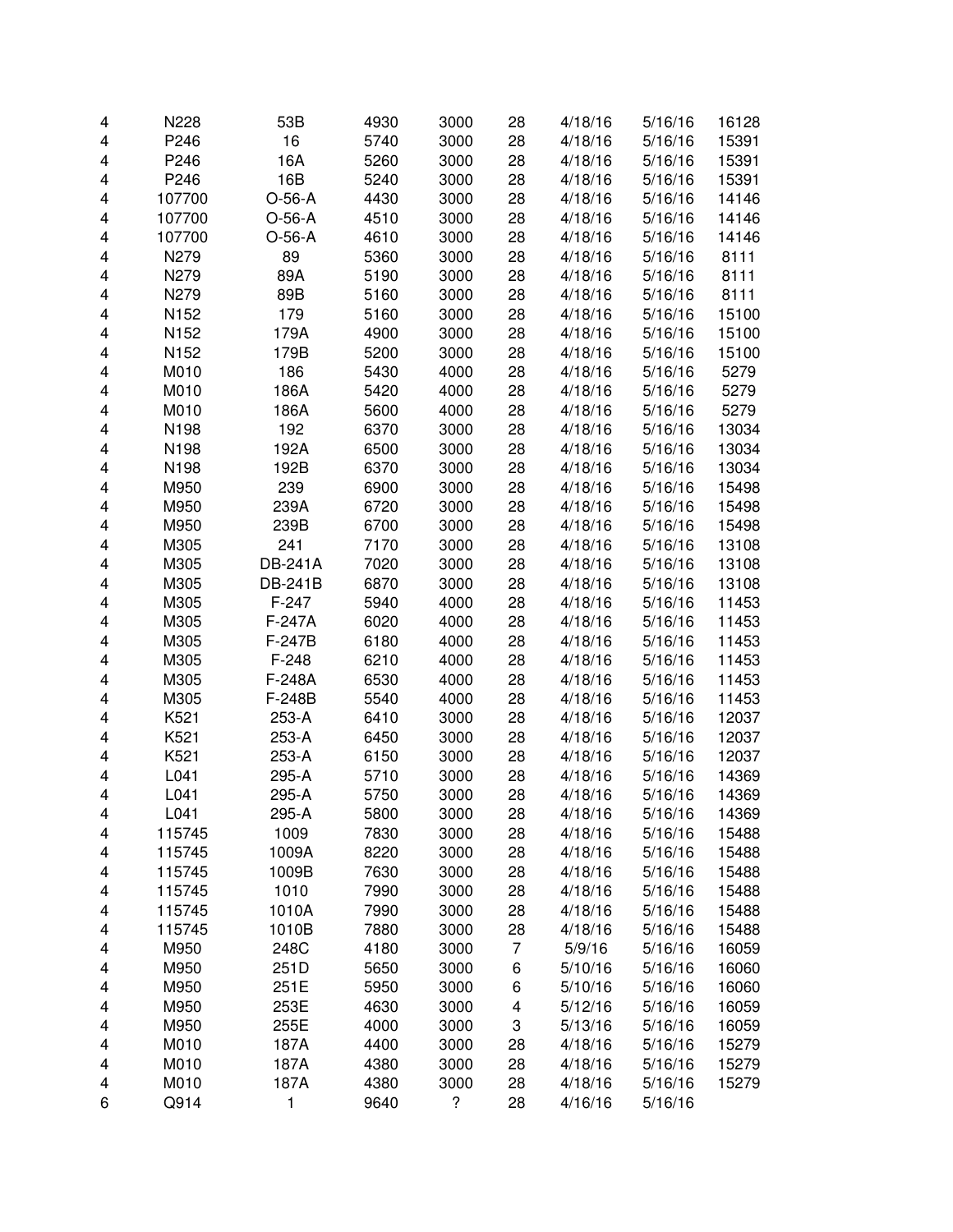| | | | | | | | | |
|---|---|---|---|---|---|---|---|---|
| 4 | N228 | 53B | 4930 | 3000 | 28 | 4/18/16 | 5/16/16 | 16128 |
| 4 | P246 | 16 | 5740 | 3000 | 28 | 4/18/16 | 5/16/16 | 15391 |
| 4 | P246 | 16A | 5260 | 3000 | 28 | 4/18/16 | 5/16/16 | 15391 |
| 4 | P246 | 16B | 5240 | 3000 | 28 | 4/18/16 | 5/16/16 | 15391 |
| 4 | 107700 | O-56-A | 4430 | 3000 | 28 | 4/18/16 | 5/16/16 | 14146 |
| 4 | 107700 | O-56-A | 4510 | 3000 | 28 | 4/18/16 | 5/16/16 | 14146 |
| 4 | 107700 | O-56-A | 4610 | 3000 | 28 | 4/18/16 | 5/16/16 | 14146 |
| 4 | N279 | 89 | 5360 | 3000 | 28 | 4/18/16 | 5/16/16 | 8111 |
| 4 | N279 | 89A | 5190 | 3000 | 28 | 4/18/16 | 5/16/16 | 8111 |
| 4 | N279 | 89B | 5160 | 3000 | 28 | 4/18/16 | 5/16/16 | 8111 |
| 4 | N152 | 179 | 5160 | 3000 | 28 | 4/18/16 | 5/16/16 | 15100 |
| 4 | N152 | 179A | 4900 | 3000 | 28 | 4/18/16 | 5/16/16 | 15100 |
| 4 | N152 | 179B | 5200 | 3000 | 28 | 4/18/16 | 5/16/16 | 15100 |
| 4 | M010 | 186 | 5430 | 4000 | 28 | 4/18/16 | 5/16/16 | 5279 |
| 4 | M010 | 186A | 5420 | 4000 | 28 | 4/18/16 | 5/16/16 | 5279 |
| 4 | M010 | 186A | 5600 | 4000 | 28 | 4/18/16 | 5/16/16 | 5279 |
| 4 | N198 | 192 | 6370 | 3000 | 28 | 4/18/16 | 5/16/16 | 13034 |
| 4 | N198 | 192A | 6500 | 3000 | 28 | 4/18/16 | 5/16/16 | 13034 |
| 4 | N198 | 192B | 6370 | 3000 | 28 | 4/18/16 | 5/16/16 | 13034 |
| 4 | M950 | 239 | 6900 | 3000 | 28 | 4/18/16 | 5/16/16 | 15498 |
| 4 | M950 | 239A | 6720 | 3000 | 28 | 4/18/16 | 5/16/16 | 15498 |
| 4 | M950 | 239B | 6700 | 3000 | 28 | 4/18/16 | 5/16/16 | 15498 |
| 4 | M305 | 241 | 7170 | 3000 | 28 | 4/18/16 | 5/16/16 | 13108 |
| 4 | M305 | DB-241A | 7020 | 3000 | 28 | 4/18/16 | 5/16/16 | 13108 |
| 4 | M305 | DB-241B | 6870 | 3000 | 28 | 4/18/16 | 5/16/16 | 13108 |
| 4 | M305 | F-247 | 5940 | 4000 | 28 | 4/18/16 | 5/16/16 | 11453 |
| 4 | M305 | F-247A | 6020 | 4000 | 28 | 4/18/16 | 5/16/16 | 11453 |
| 4 | M305 | F-247B | 6180 | 4000 | 28 | 4/18/16 | 5/16/16 | 11453 |
| 4 | M305 | F-248 | 6210 | 4000 | 28 | 4/18/16 | 5/16/16 | 11453 |
| 4 | M305 | F-248A | 6530 | 4000 | 28 | 4/18/16 | 5/16/16 | 11453 |
| 4 | M305 | F-248B | 5540 | 4000 | 28 | 4/18/16 | 5/16/16 | 11453 |
| 4 | K521 | 253-A | 6410 | 3000 | 28 | 4/18/16 | 5/16/16 | 12037 |
| 4 | K521 | 253-A | 6450 | 3000 | 28 | 4/18/16 | 5/16/16 | 12037 |
| 4 | K521 | 253-A | 6150 | 3000 | 28 | 4/18/16 | 5/16/16 | 12037 |
| 4 | L041 | 295-A | 5710 | 3000 | 28 | 4/18/16 | 5/16/16 | 14369 |
| 4 | L041 | 295-A | 5750 | 3000 | 28 | 4/18/16 | 5/16/16 | 14369 |
| 4 | L041 | 295-A | 5800 | 3000 | 28 | 4/18/16 | 5/16/16 | 14369 |
| 4 | 115745 | 1009 | 7830 | 3000 | 28 | 4/18/16 | 5/16/16 | 15488 |
| 4 | 115745 | 1009A | 8220 | 3000 | 28 | 4/18/16 | 5/16/16 | 15488 |
| 4 | 115745 | 1009B | 7630 | 3000 | 28 | 4/18/16 | 5/16/16 | 15488 |
| 4 | 115745 | 1010 | 7990 | 3000 | 28 | 4/18/16 | 5/16/16 | 15488 |
| 4 | 115745 | 1010A | 7990 | 3000 | 28 | 4/18/16 | 5/16/16 | 15488 |
| 4 | 115745 | 1010B | 7880 | 3000 | 28 | 4/18/16 | 5/16/16 | 15488 |
| 4 | M950 | 248C | 4180 | 3000 | 7 | 5/9/16 | 5/16/16 | 16059 |
| 4 | M950 | 251D | 5650 | 3000 | 6 | 5/10/16 | 5/16/16 | 16060 |
| 4 | M950 | 251E | 5950 | 3000 | 6 | 5/10/16 | 5/16/16 | 16060 |
| 4 | M950 | 253E | 4630 | 3000 | 4 | 5/12/16 | 5/16/16 | 16059 |
| 4 | M950 | 255E | 4000 | 3000 | 3 | 5/13/16 | 5/16/16 | 16059 |
| 4 | M010 | 187A | 4400 | 3000 | 28 | 4/18/16 | 5/16/16 | 15279 |
| 4 | M010 | 187A | 4380 | 3000 | 28 | 4/18/16 | 5/16/16 | 15279 |
| 4 | M010 | 187A | 4380 | 3000 | 28 | 4/18/16 | 5/16/16 | 15279 |
| 6 | Q914 | 1 | 9640 | ? | 28 | 4/16/16 | 5/16/16 | |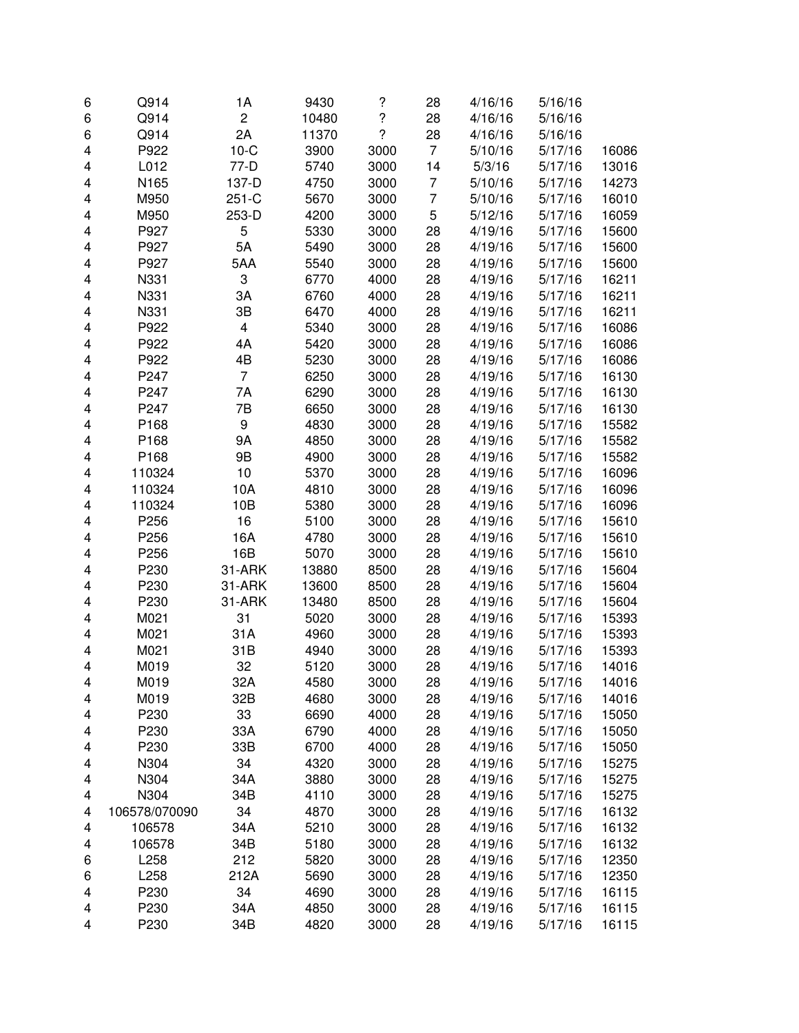| | | | | | | | | |
|---|---|---|---|---|---|---|---|---|
| 6 | Q914 | 1A | 9430 | ? | 28 | 4/16/16 | 5/16/16 | |
| 6 | Q914 | 2 | 10480 | ? | 28 | 4/16/16 | 5/16/16 | |
| 6 | Q914 | 2A | 11370 | ? | 28 | 4/16/16 | 5/16/16 | |
| 4 | P922 | 10-C | 3900 | 3000 | 7 | 5/10/16 | 5/17/16 | 16086 |
| 4 | L012 | 77-D | 5740 | 3000 | 14 | 5/3/16 | 5/17/16 | 13016 |
| 4 | N165 | 137-D | 4750 | 3000 | 7 | 5/10/16 | 5/17/16 | 14273 |
| 4 | M950 | 251-C | 5670 | 3000 | 7 | 5/10/16 | 5/17/16 | 16010 |
| 4 | M950 | 253-D | 4200 | 3000 | 5 | 5/12/16 | 5/17/16 | 16059 |
| 4 | P927 | 5 | 5330 | 3000 | 28 | 4/19/16 | 5/17/16 | 15600 |
| 4 | P927 | 5A | 5490 | 3000 | 28 | 4/19/16 | 5/17/16 | 15600 |
| 4 | P927 | 5AA | 5540 | 3000 | 28 | 4/19/16 | 5/17/16 | 15600 |
| 4 | N331 | 3 | 6770 | 4000 | 28 | 4/19/16 | 5/17/16 | 16211 |
| 4 | N331 | 3A | 6760 | 4000 | 28 | 4/19/16 | 5/17/16 | 16211 |
| 4 | N331 | 3B | 6470 | 4000 | 28 | 4/19/16 | 5/17/16 | 16211 |
| 4 | P922 | 4 | 5340 | 3000 | 28 | 4/19/16 | 5/17/16 | 16086 |
| 4 | P922 | 4A | 5420 | 3000 | 28 | 4/19/16 | 5/17/16 | 16086 |
| 4 | P922 | 4B | 5230 | 3000 | 28 | 4/19/16 | 5/17/16 | 16086 |
| 4 | P247 | 7 | 6250 | 3000 | 28 | 4/19/16 | 5/17/16 | 16130 |
| 4 | P247 | 7A | 6290 | 3000 | 28 | 4/19/16 | 5/17/16 | 16130 |
| 4 | P247 | 7B | 6650 | 3000 | 28 | 4/19/16 | 5/17/16 | 16130 |
| 4 | P168 | 9 | 4830 | 3000 | 28 | 4/19/16 | 5/17/16 | 15582 |
| 4 | P168 | 9A | 4850 | 3000 | 28 | 4/19/16 | 5/17/16 | 15582 |
| 4 | P168 | 9B | 4900 | 3000 | 28 | 4/19/16 | 5/17/16 | 15582 |
| 4 | 110324 | 10 | 5370 | 3000 | 28 | 4/19/16 | 5/17/16 | 16096 |
| 4 | 110324 | 10A | 4810 | 3000 | 28 | 4/19/16 | 5/17/16 | 16096 |
| 4 | 110324 | 10B | 5380 | 3000 | 28 | 4/19/16 | 5/17/16 | 16096 |
| 4 | P256 | 16 | 5100 | 3000 | 28 | 4/19/16 | 5/17/16 | 15610 |
| 4 | P256 | 16A | 4780 | 3000 | 28 | 4/19/16 | 5/17/16 | 15610 |
| 4 | P256 | 16B | 5070 | 3000 | 28 | 4/19/16 | 5/17/16 | 15610 |
| 4 | P230 | 31-ARK | 13880 | 8500 | 28 | 4/19/16 | 5/17/16 | 15604 |
| 4 | P230 | 31-ARK | 13600 | 8500 | 28 | 4/19/16 | 5/17/16 | 15604 |
| 4 | P230 | 31-ARK | 13480 | 8500 | 28 | 4/19/16 | 5/17/16 | 15604 |
| 4 | M021 | 31 | 5020 | 3000 | 28 | 4/19/16 | 5/17/16 | 15393 |
| 4 | M021 | 31A | 4960 | 3000 | 28 | 4/19/16 | 5/17/16 | 15393 |
| 4 | M021 | 31B | 4940 | 3000 | 28 | 4/19/16 | 5/17/16 | 15393 |
| 4 | M019 | 32 | 5120 | 3000 | 28 | 4/19/16 | 5/17/16 | 14016 |
| 4 | M019 | 32A | 4580 | 3000 | 28 | 4/19/16 | 5/17/16 | 14016 |
| 4 | M019 | 32B | 4680 | 3000 | 28 | 4/19/16 | 5/17/16 | 14016 |
| 4 | P230 | 33 | 6690 | 4000 | 28 | 4/19/16 | 5/17/16 | 15050 |
| 4 | P230 | 33A | 6790 | 4000 | 28 | 4/19/16 | 5/17/16 | 15050 |
| 4 | P230 | 33B | 6700 | 4000 | 28 | 4/19/16 | 5/17/16 | 15050 |
| 4 | N304 | 34 | 4320 | 3000 | 28 | 4/19/16 | 5/17/16 | 15275 |
| 4 | N304 | 34A | 3880 | 3000 | 28 | 4/19/16 | 5/17/16 | 15275 |
| 4 | N304 | 34B | 4110 | 3000 | 28 | 4/19/16 | 5/17/16 | 15275 |
| 4 | 106578/070090 | 34 | 4870 | 3000 | 28 | 4/19/16 | 5/17/16 | 16132 |
| 4 | 106578 | 34A | 5210 | 3000 | 28 | 4/19/16 | 5/17/16 | 16132 |
| 4 | 106578 | 34B | 5180 | 3000 | 28 | 4/19/16 | 5/17/16 | 16132 |
| 6 | L258 | 212 | 5820 | 3000 | 28 | 4/19/16 | 5/17/16 | 12350 |
| 6 | L258 | 212A | 5690 | 3000 | 28 | 4/19/16 | 5/17/16 | 12350 |
| 4 | P230 | 34 | 4690 | 3000 | 28 | 4/19/16 | 5/17/16 | 16115 |
| 4 | P230 | 34A | 4850 | 3000 | 28 | 4/19/16 | 5/17/16 | 16115 |
| 4 | P230 | 34B | 4820 | 3000 | 28 | 4/19/16 | 5/17/16 | 16115 |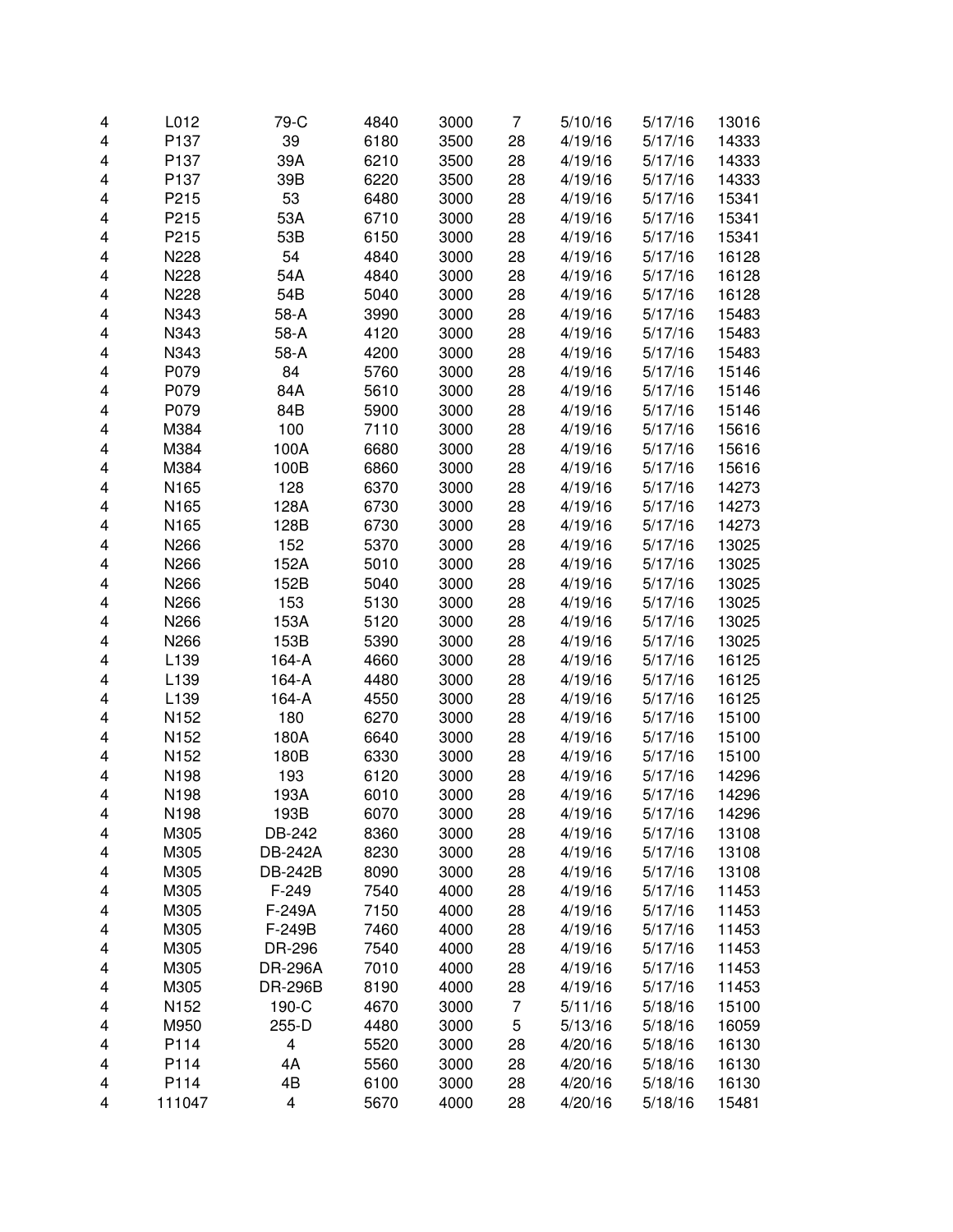| | | | | | | | | |
|---|---|---|---|---|---|---|---|---|
| 4 | L012 | 79-C | 4840 | 3000 | 7 | 5/10/16 | 5/17/16 | 13016 |
| 4 | P137 | 39 | 6180 | 3500 | 28 | 4/19/16 | 5/17/16 | 14333 |
| 4 | P137 | 39A | 6210 | 3500 | 28 | 4/19/16 | 5/17/16 | 14333 |
| 4 | P137 | 39B | 6220 | 3500 | 28 | 4/19/16 | 5/17/16 | 14333 |
| 4 | P215 | 53 | 6480 | 3000 | 28 | 4/19/16 | 5/17/16 | 15341 |
| 4 | P215 | 53A | 6710 | 3000 | 28 | 4/19/16 | 5/17/16 | 15341 |
| 4 | P215 | 53B | 6150 | 3000 | 28 | 4/19/16 | 5/17/16 | 15341 |
| 4 | N228 | 54 | 4840 | 3000 | 28 | 4/19/16 | 5/17/16 | 16128 |
| 4 | N228 | 54A | 4840 | 3000 | 28 | 4/19/16 | 5/17/16 | 16128 |
| 4 | N228 | 54B | 5040 | 3000 | 28 | 4/19/16 | 5/17/16 | 16128 |
| 4 | N343 | 58-A | 3990 | 3000 | 28 | 4/19/16 | 5/17/16 | 15483 |
| 4 | N343 | 58-A | 4120 | 3000 | 28 | 4/19/16 | 5/17/16 | 15483 |
| 4 | N343 | 58-A | 4200 | 3000 | 28 | 4/19/16 | 5/17/16 | 15483 |
| 4 | P079 | 84 | 5760 | 3000 | 28 | 4/19/16 | 5/17/16 | 15146 |
| 4 | P079 | 84A | 5610 | 3000 | 28 | 4/19/16 | 5/17/16 | 15146 |
| 4 | P079 | 84B | 5900 | 3000 | 28 | 4/19/16 | 5/17/16 | 15146 |
| 4 | M384 | 100 | 7110 | 3000 | 28 | 4/19/16 | 5/17/16 | 15616 |
| 4 | M384 | 100A | 6680 | 3000 | 28 | 4/19/16 | 5/17/16 | 15616 |
| 4 | M384 | 100B | 6860 | 3000 | 28 | 4/19/16 | 5/17/16 | 15616 |
| 4 | N165 | 128 | 6370 | 3000 | 28 | 4/19/16 | 5/17/16 | 14273 |
| 4 | N165 | 128A | 6730 | 3000 | 28 | 4/19/16 | 5/17/16 | 14273 |
| 4 | N165 | 128B | 6730 | 3000 | 28 | 4/19/16 | 5/17/16 | 14273 |
| 4 | N266 | 152 | 5370 | 3000 | 28 | 4/19/16 | 5/17/16 | 13025 |
| 4 | N266 | 152A | 5010 | 3000 | 28 | 4/19/16 | 5/17/16 | 13025 |
| 4 | N266 | 152B | 5040 | 3000 | 28 | 4/19/16 | 5/17/16 | 13025 |
| 4 | N266 | 153 | 5130 | 3000 | 28 | 4/19/16 | 5/17/16 | 13025 |
| 4 | N266 | 153A | 5120 | 3000 | 28 | 4/19/16 | 5/17/16 | 13025 |
| 4 | N266 | 153B | 5390 | 3000 | 28 | 4/19/16 | 5/17/16 | 13025 |
| 4 | L139 | 164-A | 4660 | 3000 | 28 | 4/19/16 | 5/17/16 | 16125 |
| 4 | L139 | 164-A | 4480 | 3000 | 28 | 4/19/16 | 5/17/16 | 16125 |
| 4 | L139 | 164-A | 4550 | 3000 | 28 | 4/19/16 | 5/17/16 | 16125 |
| 4 | N152 | 180 | 6270 | 3000 | 28 | 4/19/16 | 5/17/16 | 15100 |
| 4 | N152 | 180A | 6640 | 3000 | 28 | 4/19/16 | 5/17/16 | 15100 |
| 4 | N152 | 180B | 6330 | 3000 | 28 | 4/19/16 | 5/17/16 | 15100 |
| 4 | N198 | 193 | 6120 | 3000 | 28 | 4/19/16 | 5/17/16 | 14296 |
| 4 | N198 | 193A | 6010 | 3000 | 28 | 4/19/16 | 5/17/16 | 14296 |
| 4 | N198 | 193B | 6070 | 3000 | 28 | 4/19/16 | 5/17/16 | 14296 |
| 4 | M305 | DB-242 | 8360 | 3000 | 28 | 4/19/16 | 5/17/16 | 13108 |
| 4 | M305 | DB-242A | 8230 | 3000 | 28 | 4/19/16 | 5/17/16 | 13108 |
| 4 | M305 | DB-242B | 8090 | 3000 | 28 | 4/19/16 | 5/17/16 | 13108 |
| 4 | M305 | F-249 | 7540 | 4000 | 28 | 4/19/16 | 5/17/16 | 11453 |
| 4 | M305 | F-249A | 7150 | 4000 | 28 | 4/19/16 | 5/17/16 | 11453 |
| 4 | M305 | F-249B | 7460 | 4000 | 28 | 4/19/16 | 5/17/16 | 11453 |
| 4 | M305 | DR-296 | 7540 | 4000 | 28 | 4/19/16 | 5/17/16 | 11453 |
| 4 | M305 | DR-296A | 7010 | 4000 | 28 | 4/19/16 | 5/17/16 | 11453 |
| 4 | M305 | DR-296B | 8190 | 4000 | 28 | 4/19/16 | 5/17/16 | 11453 |
| 4 | N152 | 190-C | 4670 | 3000 | 7 | 5/11/16 | 5/18/16 | 15100 |
| 4 | M950 | 255-D | 4480 | 3000 | 5 | 5/13/16 | 5/18/16 | 16059 |
| 4 | P114 | 4 | 5520 | 3000 | 28 | 4/20/16 | 5/18/16 | 16130 |
| 4 | P114 | 4A | 5560 | 3000 | 28 | 4/20/16 | 5/18/16 | 16130 |
| 4 | P114 | 4B | 6100 | 3000 | 28 | 4/20/16 | 5/18/16 | 16130 |
| 4 | 111047 | 4 | 5670 | 4000 | 28 | 4/20/16 | 5/18/16 | 15481 |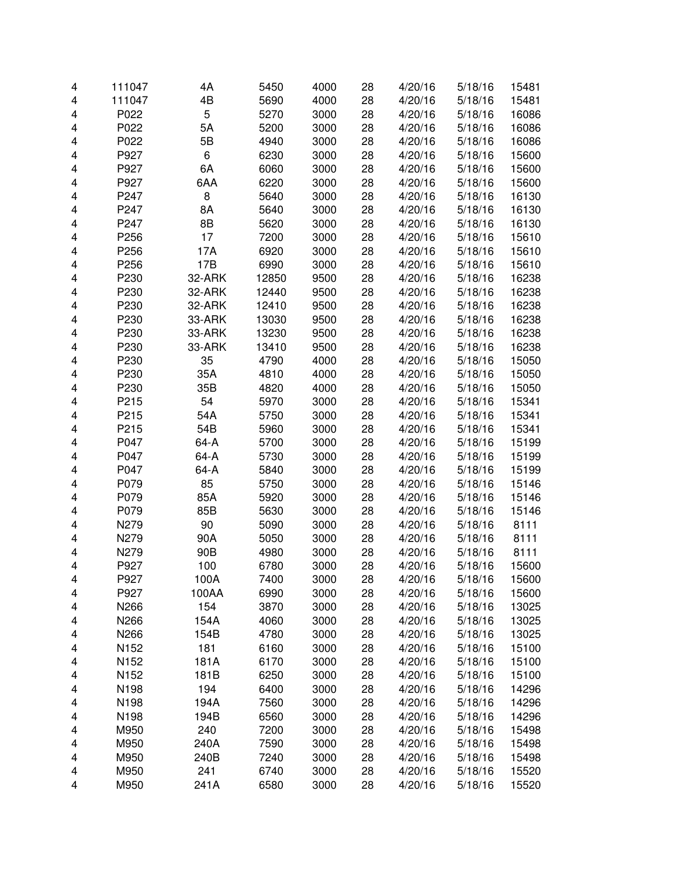| | | | | | | | | |
|---|---|---|---|---|---|---|---|---|
| 4 | 111047 | 4A | 5450 | 4000 | 28 | 4/20/16 | 5/18/16 | 15481 |
| 4 | 111047 | 4B | 5690 | 4000 | 28 | 4/20/16 | 5/18/16 | 15481 |
| 4 | P022 | 5 | 5270 | 3000 | 28 | 4/20/16 | 5/18/16 | 16086 |
| 4 | P022 | 5A | 5200 | 3000 | 28 | 4/20/16 | 5/18/16 | 16086 |
| 4 | P022 | 5B | 4940 | 3000 | 28 | 4/20/16 | 5/18/16 | 16086 |
| 4 | P927 | 6 | 6230 | 3000 | 28 | 4/20/16 | 5/18/16 | 15600 |
| 4 | P927 | 6A | 6060 | 3000 | 28 | 4/20/16 | 5/18/16 | 15600 |
| 4 | P927 | 6AA | 6220 | 3000 | 28 | 4/20/16 | 5/18/16 | 15600 |
| 4 | P247 | 8 | 5640 | 3000 | 28 | 4/20/16 | 5/18/16 | 16130 |
| 4 | P247 | 8A | 5640 | 3000 | 28 | 4/20/16 | 5/18/16 | 16130 |
| 4 | P247 | 8B | 5620 | 3000 | 28 | 4/20/16 | 5/18/16 | 16130 |
| 4 | P256 | 17 | 7200 | 3000 | 28 | 4/20/16 | 5/18/16 | 15610 |
| 4 | P256 | 17A | 6920 | 3000 | 28 | 4/20/16 | 5/18/16 | 15610 |
| 4 | P256 | 17B | 6990 | 3000 | 28 | 4/20/16 | 5/18/16 | 15610 |
| 4 | P230 | 32-ARK | 12850 | 9500 | 28 | 4/20/16 | 5/18/16 | 16238 |
| 4 | P230 | 32-ARK | 12440 | 9500 | 28 | 4/20/16 | 5/18/16 | 16238 |
| 4 | P230 | 32-ARK | 12410 | 9500 | 28 | 4/20/16 | 5/18/16 | 16238 |
| 4 | P230 | 33-ARK | 13030 | 9500 | 28 | 4/20/16 | 5/18/16 | 16238 |
| 4 | P230 | 33-ARK | 13230 | 9500 | 28 | 4/20/16 | 5/18/16 | 16238 |
| 4 | P230 | 33-ARK | 13410 | 9500 | 28 | 4/20/16 | 5/18/16 | 16238 |
| 4 | P230 | 35 | 4790 | 4000 | 28 | 4/20/16 | 5/18/16 | 15050 |
| 4 | P230 | 35A | 4810 | 4000 | 28 | 4/20/16 | 5/18/16 | 15050 |
| 4 | P230 | 35B | 4820 | 4000 | 28 | 4/20/16 | 5/18/16 | 15050 |
| 4 | P215 | 54 | 5970 | 3000 | 28 | 4/20/16 | 5/18/16 | 15341 |
| 4 | P215 | 54A | 5750 | 3000 | 28 | 4/20/16 | 5/18/16 | 15341 |
| 4 | P215 | 54B | 5960 | 3000 | 28 | 4/20/16 | 5/18/16 | 15341 |
| 4 | P047 | 64-A | 5700 | 3000 | 28 | 4/20/16 | 5/18/16 | 15199 |
| 4 | P047 | 64-A | 5730 | 3000 | 28 | 4/20/16 | 5/18/16 | 15199 |
| 4 | P047 | 64-A | 5840 | 3000 | 28 | 4/20/16 | 5/18/16 | 15199 |
| 4 | P079 | 85 | 5750 | 3000 | 28 | 4/20/16 | 5/18/16 | 15146 |
| 4 | P079 | 85A | 5920 | 3000 | 28 | 4/20/16 | 5/18/16 | 15146 |
| 4 | P079 | 85B | 5630 | 3000 | 28 | 4/20/16 | 5/18/16 | 15146 |
| 4 | N279 | 90 | 5090 | 3000 | 28 | 4/20/16 | 5/18/16 | 8111 |
| 4 | N279 | 90A | 5050 | 3000 | 28 | 4/20/16 | 5/18/16 | 8111 |
| 4 | N279 | 90B | 4980 | 3000 | 28 | 4/20/16 | 5/18/16 | 8111 |
| 4 | P927 | 100 | 6780 | 3000 | 28 | 4/20/16 | 5/18/16 | 15600 |
| 4 | P927 | 100A | 7400 | 3000 | 28 | 4/20/16 | 5/18/16 | 15600 |
| 4 | P927 | 100AA | 6990 | 3000 | 28 | 4/20/16 | 5/18/16 | 15600 |
| 4 | N266 | 154 | 3870 | 3000 | 28 | 4/20/16 | 5/18/16 | 13025 |
| 4 | N266 | 154A | 4060 | 3000 | 28 | 4/20/16 | 5/18/16 | 13025 |
| 4 | N266 | 154B | 4780 | 3000 | 28 | 4/20/16 | 5/18/16 | 13025 |
| 4 | N152 | 181 | 6160 | 3000 | 28 | 4/20/16 | 5/18/16 | 15100 |
| 4 | N152 | 181A | 6170 | 3000 | 28 | 4/20/16 | 5/18/16 | 15100 |
| 4 | N152 | 181B | 6250 | 3000 | 28 | 4/20/16 | 5/18/16 | 15100 |
| 4 | N198 | 194 | 6400 | 3000 | 28 | 4/20/16 | 5/18/16 | 14296 |
| 4 | N198 | 194A | 7560 | 3000 | 28 | 4/20/16 | 5/18/16 | 14296 |
| 4 | N198 | 194B | 6560 | 3000 | 28 | 4/20/16 | 5/18/16 | 14296 |
| 4 | M950 | 240 | 7200 | 3000 | 28 | 4/20/16 | 5/18/16 | 15498 |
| 4 | M950 | 240A | 7590 | 3000 | 28 | 4/20/16 | 5/18/16 | 15498 |
| 4 | M950 | 240B | 7240 | 3000 | 28 | 4/20/16 | 5/18/16 | 15498 |
| 4 | M950 | 241 | 6740 | 3000 | 28 | 4/20/16 | 5/18/16 | 15520 |
| 4 | M950 | 241A | 6580 | 3000 | 28 | 4/20/16 | 5/18/16 | 15520 |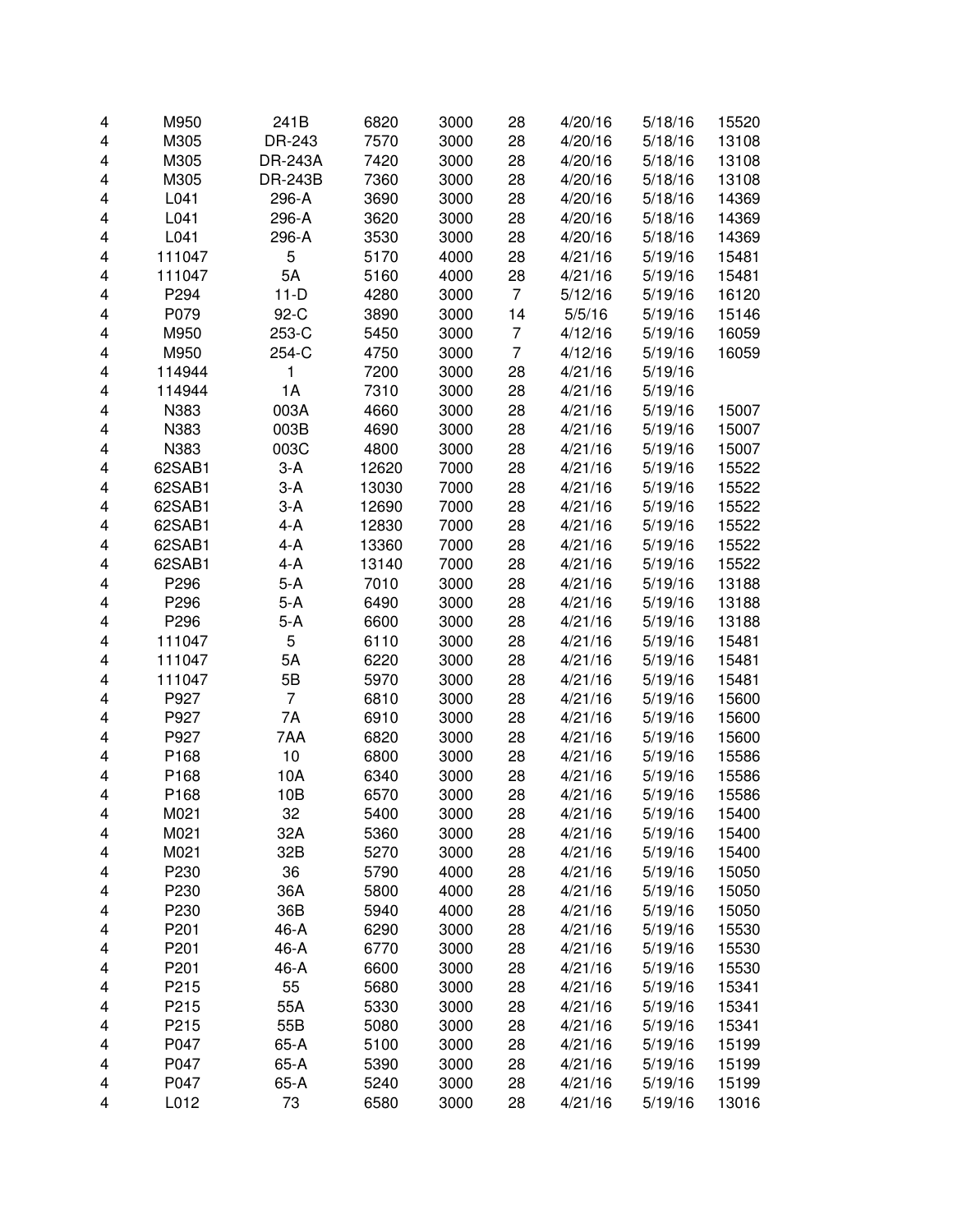| | | | | | | | | |
|---|---|---|---|---|---|---|---|---|
| 4 | M950 | 241B | 6820 | 3000 | 28 | 4/20/16 | 5/18/16 | 15520 |
| 4 | M305 | DR-243 | 7570 | 3000 | 28 | 4/20/16 | 5/18/16 | 13108 |
| 4 | M305 | DR-243A | 7420 | 3000 | 28 | 4/20/16 | 5/18/16 | 13108 |
| 4 | M305 | DR-243B | 7360 | 3000 | 28 | 4/20/16 | 5/18/16 | 13108 |
| 4 | L041 | 296-A | 3690 | 3000 | 28 | 4/20/16 | 5/18/16 | 14369 |
| 4 | L041 | 296-A | 3620 | 3000 | 28 | 4/20/16 | 5/18/16 | 14369 |
| 4 | L041 | 296-A | 3530 | 3000 | 28 | 4/20/16 | 5/18/16 | 14369 |
| 4 | 111047 | 5 | 5170 | 4000 | 28 | 4/21/16 | 5/19/16 | 15481 |
| 4 | 111047 | 5A | 5160 | 4000 | 28 | 4/21/16 | 5/19/16 | 15481 |
| 4 | P294 | 11-D | 4280 | 3000 | 7 | 5/12/16 | 5/19/16 | 16120 |
| 4 | P079 | 92-C | 3890 | 3000 | 14 | 5/5/16 | 5/19/16 | 15146 |
| 4 | M950 | 253-C | 5450 | 3000 | 7 | 4/12/16 | 5/19/16 | 16059 |
| 4 | M950 | 254-C | 4750 | 3000 | 7 | 4/12/16 | 5/19/16 | 16059 |
| 4 | 114944 | 1 | 7200 | 3000 | 28 | 4/21/16 | 5/19/16 | |
| 4 | 114944 | 1A | 7310 | 3000 | 28 | 4/21/16 | 5/19/16 | |
| 4 | N383 | 003A | 4660 | 3000 | 28 | 4/21/16 | 5/19/16 | 15007 |
| 4 | N383 | 003B | 4690 | 3000 | 28 | 4/21/16 | 5/19/16 | 15007 |
| 4 | N383 | 003C | 4800 | 3000 | 28 | 4/21/16 | 5/19/16 | 15007 |
| 4 | 62SAB1 | 3-A | 12620 | 7000 | 28 | 4/21/16 | 5/19/16 | 15522 |
| 4 | 62SAB1 | 3-A | 13030 | 7000 | 28 | 4/21/16 | 5/19/16 | 15522 |
| 4 | 62SAB1 | 3-A | 12690 | 7000 | 28 | 4/21/16 | 5/19/16 | 15522 |
| 4 | 62SAB1 | 4-A | 12830 | 7000 | 28 | 4/21/16 | 5/19/16 | 15522 |
| 4 | 62SAB1 | 4-A | 13360 | 7000 | 28 | 4/21/16 | 5/19/16 | 15522 |
| 4 | 62SAB1 | 4-A | 13140 | 7000 | 28 | 4/21/16 | 5/19/16 | 15522 |
| 4 | P296 | 5-A | 7010 | 3000 | 28 | 4/21/16 | 5/19/16 | 13188 |
| 4 | P296 | 5-A | 6490 | 3000 | 28 | 4/21/16 | 5/19/16 | 13188 |
| 4 | P296 | 5-A | 6600 | 3000 | 28 | 4/21/16 | 5/19/16 | 13188 |
| 4 | 111047 | 5 | 6110 | 3000 | 28 | 4/21/16 | 5/19/16 | 15481 |
| 4 | 111047 | 5A | 6220 | 3000 | 28 | 4/21/16 | 5/19/16 | 15481 |
| 4 | 111047 | 5B | 5970 | 3000 | 28 | 4/21/16 | 5/19/16 | 15481 |
| 4 | P927 | 7 | 6810 | 3000 | 28 | 4/21/16 | 5/19/16 | 15600 |
| 4 | P927 | 7A | 6910 | 3000 | 28 | 4/21/16 | 5/19/16 | 15600 |
| 4 | P927 | 7AA | 6820 | 3000 | 28 | 4/21/16 | 5/19/16 | 15600 |
| 4 | P168 | 10 | 6800 | 3000 | 28 | 4/21/16 | 5/19/16 | 15586 |
| 4 | P168 | 10A | 6340 | 3000 | 28 | 4/21/16 | 5/19/16 | 15586 |
| 4 | P168 | 10B | 6570 | 3000 | 28 | 4/21/16 | 5/19/16 | 15586 |
| 4 | M021 | 32 | 5400 | 3000 | 28 | 4/21/16 | 5/19/16 | 15400 |
| 4 | M021 | 32A | 5360 | 3000 | 28 | 4/21/16 | 5/19/16 | 15400 |
| 4 | M021 | 32B | 5270 | 3000 | 28 | 4/21/16 | 5/19/16 | 15400 |
| 4 | P230 | 36 | 5790 | 4000 | 28 | 4/21/16 | 5/19/16 | 15050 |
| 4 | P230 | 36A | 5800 | 4000 | 28 | 4/21/16 | 5/19/16 | 15050 |
| 4 | P230 | 36B | 5940 | 4000 | 28 | 4/21/16 | 5/19/16 | 15050 |
| 4 | P201 | 46-A | 6290 | 3000 | 28 | 4/21/16 | 5/19/16 | 15530 |
| 4 | P201 | 46-A | 6770 | 3000 | 28 | 4/21/16 | 5/19/16 | 15530 |
| 4 | P201 | 46-A | 6600 | 3000 | 28 | 4/21/16 | 5/19/16 | 15530 |
| 4 | P215 | 55 | 5680 | 3000 | 28 | 4/21/16 | 5/19/16 | 15341 |
| 4 | P215 | 55A | 5330 | 3000 | 28 | 4/21/16 | 5/19/16 | 15341 |
| 4 | P215 | 55B | 5080 | 3000 | 28 | 4/21/16 | 5/19/16 | 15341 |
| 4 | P047 | 65-A | 5100 | 3000 | 28 | 4/21/16 | 5/19/16 | 15199 |
| 4 | P047 | 65-A | 5390 | 3000 | 28 | 4/21/16 | 5/19/16 | 15199 |
| 4 | P047 | 65-A | 5240 | 3000 | 28 | 4/21/16 | 5/19/16 | 15199 |
| 4 | L012 | 73 | 6580 | 3000 | 28 | 4/21/16 | 5/19/16 | 13016 |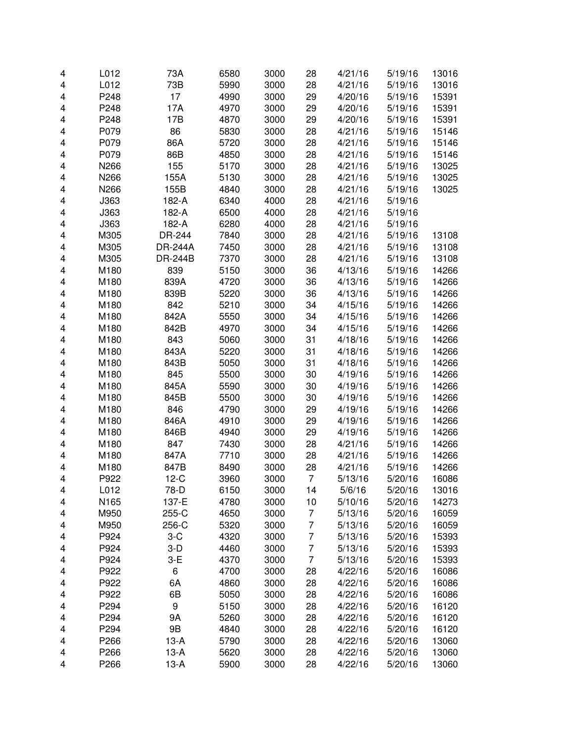| | | | | | | | | |
|---|---|---|---|---|---|---|---|---|
| 4 | L012 | 73A | 6580 | 3000 | 28 | 4/21/16 | 5/19/16 | 13016 |
| 4 | L012 | 73B | 5990 | 3000 | 28 | 4/21/16 | 5/19/16 | 13016 |
| 4 | P248 | 17 | 4990 | 3000 | 29 | 4/20/16 | 5/19/16 | 15391 |
| 4 | P248 | 17A | 4970 | 3000 | 29 | 4/20/16 | 5/19/16 | 15391 |
| 4 | P248 | 17B | 4870 | 3000 | 29 | 4/20/16 | 5/19/16 | 15391 |
| 4 | P079 | 86 | 5830 | 3000 | 28 | 4/21/16 | 5/19/16 | 15146 |
| 4 | P079 | 86A | 5720 | 3000 | 28 | 4/21/16 | 5/19/16 | 15146 |
| 4 | P079 | 86B | 4850 | 3000 | 28 | 4/21/16 | 5/19/16 | 15146 |
| 4 | N266 | 155 | 5170 | 3000 | 28 | 4/21/16 | 5/19/16 | 13025 |
| 4 | N266 | 155A | 5130 | 3000 | 28 | 4/21/16 | 5/19/16 | 13025 |
| 4 | N266 | 155B | 4840 | 3000 | 28 | 4/21/16 | 5/19/16 | 13025 |
| 4 | J363 | 182-A | 6340 | 4000 | 28 | 4/21/16 | 5/19/16 | |
| 4 | J363 | 182-A | 6500 | 4000 | 28 | 4/21/16 | 5/19/16 | |
| 4 | J363 | 182-A | 6280 | 4000 | 28 | 4/21/16 | 5/19/16 | |
| 4 | M305 | DR-244 | 7840 | 3000 | 28 | 4/21/16 | 5/19/16 | 13108 |
| 4 | M305 | DR-244A | 7450 | 3000 | 28 | 4/21/16 | 5/19/16 | 13108 |
| 4 | M305 | DR-244B | 7370 | 3000 | 28 | 4/21/16 | 5/19/16 | 13108 |
| 4 | M180 | 839 | 5150 | 3000 | 36 | 4/13/16 | 5/19/16 | 14266 |
| 4 | M180 | 839A | 4720 | 3000 | 36 | 4/13/16 | 5/19/16 | 14266 |
| 4 | M180 | 839B | 5220 | 3000 | 36 | 4/13/16 | 5/19/16 | 14266 |
| 4 | M180 | 842 | 5210 | 3000 | 34 | 4/15/16 | 5/19/16 | 14266 |
| 4 | M180 | 842A | 5550 | 3000 | 34 | 4/15/16 | 5/19/16 | 14266 |
| 4 | M180 | 842B | 4970 | 3000 | 34 | 4/15/16 | 5/19/16 | 14266 |
| 4 | M180 | 843 | 5060 | 3000 | 31 | 4/18/16 | 5/19/16 | 14266 |
| 4 | M180 | 843A | 5220 | 3000 | 31 | 4/18/16 | 5/19/16 | 14266 |
| 4 | M180 | 843B | 5050 | 3000 | 31 | 4/18/16 | 5/19/16 | 14266 |
| 4 | M180 | 845 | 5500 | 3000 | 30 | 4/19/16 | 5/19/16 | 14266 |
| 4 | M180 | 845A | 5590 | 3000 | 30 | 4/19/16 | 5/19/16 | 14266 |
| 4 | M180 | 845B | 5500 | 3000 | 30 | 4/19/16 | 5/19/16 | 14266 |
| 4 | M180 | 846 | 4790 | 3000 | 29 | 4/19/16 | 5/19/16 | 14266 |
| 4 | M180 | 846A | 4910 | 3000 | 29 | 4/19/16 | 5/19/16 | 14266 |
| 4 | M180 | 846B | 4940 | 3000 | 29 | 4/19/16 | 5/19/16 | 14266 |
| 4 | M180 | 847 | 7430 | 3000 | 28 | 4/21/16 | 5/19/16 | 14266 |
| 4 | M180 | 847A | 7710 | 3000 | 28 | 4/21/16 | 5/19/16 | 14266 |
| 4 | M180 | 847B | 8490 | 3000 | 28 | 4/21/16 | 5/19/16 | 14266 |
| 4 | P922 | 12-C | 3960 | 3000 | 7 | 5/13/16 | 5/20/16 | 16086 |
| 4 | L012 | 78-D | 6150 | 3000 | 14 | 5/6/16 | 5/20/16 | 13016 |
| 4 | N165 | 137-E | 4780 | 3000 | 10 | 5/10/16 | 5/20/16 | 14273 |
| 4 | M950 | 255-C | 4650 | 3000 | 7 | 5/13/16 | 5/20/16 | 16059 |
| 4 | M950 | 256-C | 5320 | 3000 | 7 | 5/13/16 | 5/20/16 | 16059 |
| 4 | P924 | 3-C | 4320 | 3000 | 7 | 5/13/16 | 5/20/16 | 15393 |
| 4 | P924 | 3-D | 4460 | 3000 | 7 | 5/13/16 | 5/20/16 | 15393 |
| 4 | P924 | 3-E | 4370 | 3000 | 7 | 5/13/16 | 5/20/16 | 15393 |
| 4 | P922 | 6 | 4700 | 3000 | 28 | 4/22/16 | 5/20/16 | 16086 |
| 4 | P922 | 6A | 4860 | 3000 | 28 | 4/22/16 | 5/20/16 | 16086 |
| 4 | P922 | 6B | 5050 | 3000 | 28 | 4/22/16 | 5/20/16 | 16086 |
| 4 | P294 | 9 | 5150 | 3000 | 28 | 4/22/16 | 5/20/16 | 16120 |
| 4 | P294 | 9A | 5260 | 3000 | 28 | 4/22/16 | 5/20/16 | 16120 |
| 4 | P294 | 9B | 4840 | 3000 | 28 | 4/22/16 | 5/20/16 | 16120 |
| 4 | P266 | 13-A | 5790 | 3000 | 28 | 4/22/16 | 5/20/16 | 13060 |
| 4 | P266 | 13-A | 5620 | 3000 | 28 | 4/22/16 | 5/20/16 | 13060 |
| 4 | P266 | 13-A | 5900 | 3000 | 28 | 4/22/16 | 5/20/16 | 13060 |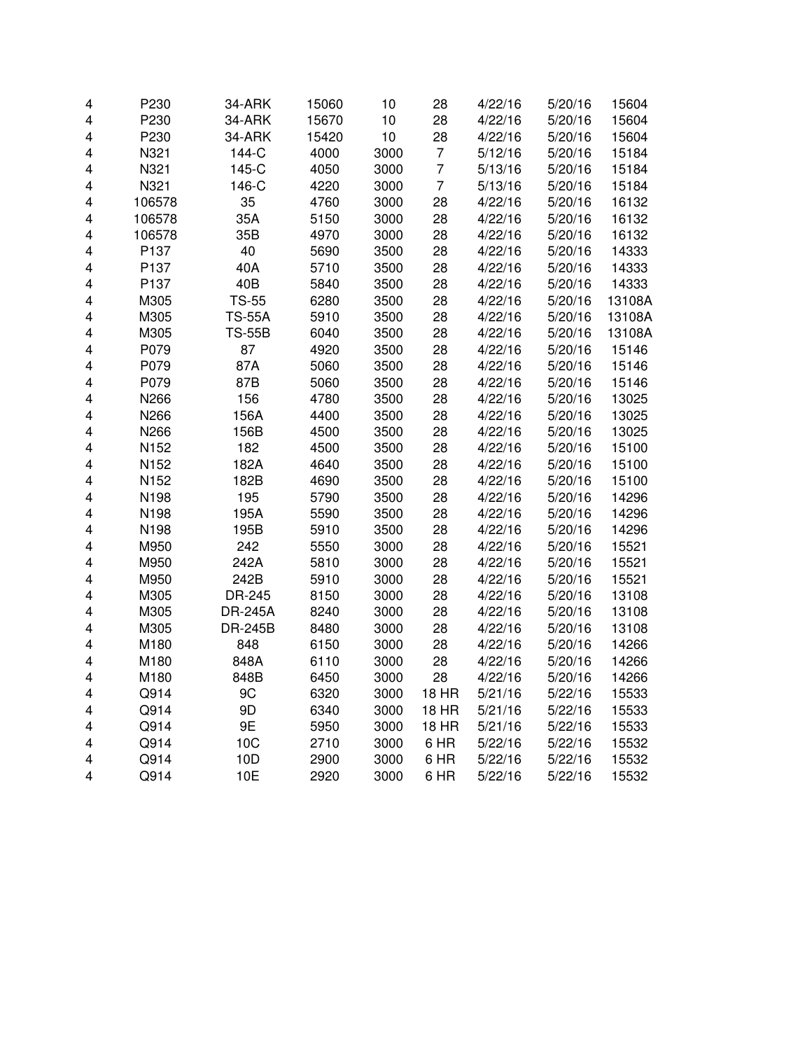| | | | | | | | | |
|---|---|---|---|---|---|---|---|---|
| 4 | P230 | 34-ARK | 15060 | 10 | 28 | 4/22/16 | 5/20/16 | 15604 |
| 4 | P230 | 34-ARK | 15670 | 10 | 28 | 4/22/16 | 5/20/16 | 15604 |
| 4 | P230 | 34-ARK | 15420 | 10 | 28 | 4/22/16 | 5/20/16 | 15604 |
| 4 | N321 | 144-C | 4000 | 3000 | 7 | 5/12/16 | 5/20/16 | 15184 |
| 4 | N321 | 145-C | 4050 | 3000 | 7 | 5/13/16 | 5/20/16 | 15184 |
| 4 | N321 | 146-C | 4220 | 3000 | 7 | 5/13/16 | 5/20/16 | 15184 |
| 4 | 106578 | 35 | 4760 | 3000 | 28 | 4/22/16 | 5/20/16 | 16132 |
| 4 | 106578 | 35A | 5150 | 3000 | 28 | 4/22/16 | 5/20/16 | 16132 |
| 4 | 106578 | 35B | 4970 | 3000 | 28 | 4/22/16 | 5/20/16 | 16132 |
| 4 | P137 | 40 | 5690 | 3500 | 28 | 4/22/16 | 5/20/16 | 14333 |
| 4 | P137 | 40A | 5710 | 3500 | 28 | 4/22/16 | 5/20/16 | 14333 |
| 4 | P137 | 40B | 5840 | 3500 | 28 | 4/22/16 | 5/20/16 | 14333 |
| 4 | M305 | TS-55 | 6280 | 3500 | 28 | 4/22/16 | 5/20/16 | 13108A |
| 4 | M305 | TS-55A | 5910 | 3500 | 28 | 4/22/16 | 5/20/16 | 13108A |
| 4 | M305 | TS-55B | 6040 | 3500 | 28 | 4/22/16 | 5/20/16 | 13108A |
| 4 | P079 | 87 | 4920 | 3500 | 28 | 4/22/16 | 5/20/16 | 15146 |
| 4 | P079 | 87A | 5060 | 3500 | 28 | 4/22/16 | 5/20/16 | 15146 |
| 4 | P079 | 87B | 5060 | 3500 | 28 | 4/22/16 | 5/20/16 | 15146 |
| 4 | N266 | 156 | 4780 | 3500 | 28 | 4/22/16 | 5/20/16 | 13025 |
| 4 | N266 | 156A | 4400 | 3500 | 28 | 4/22/16 | 5/20/16 | 13025 |
| 4 | N266 | 156B | 4500 | 3500 | 28 | 4/22/16 | 5/20/16 | 13025 |
| 4 | N152 | 182 | 4500 | 3500 | 28 | 4/22/16 | 5/20/16 | 15100 |
| 4 | N152 | 182A | 4640 | 3500 | 28 | 4/22/16 | 5/20/16 | 15100 |
| 4 | N152 | 182B | 4690 | 3500 | 28 | 4/22/16 | 5/20/16 | 15100 |
| 4 | N198 | 195 | 5790 | 3500 | 28 | 4/22/16 | 5/20/16 | 14296 |
| 4 | N198 | 195A | 5590 | 3500 | 28 | 4/22/16 | 5/20/16 | 14296 |
| 4 | N198 | 195B | 5910 | 3500 | 28 | 4/22/16 | 5/20/16 | 14296 |
| 4 | M950 | 242 | 5550 | 3000 | 28 | 4/22/16 | 5/20/16 | 15521 |
| 4 | M950 | 242A | 5810 | 3000 | 28 | 4/22/16 | 5/20/16 | 15521 |
| 4 | M950 | 242B | 5910 | 3000 | 28 | 4/22/16 | 5/20/16 | 15521 |
| 4 | M305 | DR-245 | 8150 | 3000 | 28 | 4/22/16 | 5/20/16 | 13108 |
| 4 | M305 | DR-245A | 8240 | 3000 | 28 | 4/22/16 | 5/20/16 | 13108 |
| 4 | M305 | DR-245B | 8480 | 3000 | 28 | 4/22/16 | 5/20/16 | 13108 |
| 4 | M180 | 848 | 6150 | 3000 | 28 | 4/22/16 | 5/20/16 | 14266 |
| 4 | M180 | 848A | 6110 | 3000 | 28 | 4/22/16 | 5/20/16 | 14266 |
| 4 | M180 | 848B | 6450 | 3000 | 28 | 4/22/16 | 5/20/16 | 14266 |
| 4 | Q914 | 9C | 6320 | 3000 | 18 HR | 5/21/16 | 5/22/16 | 15533 |
| 4 | Q914 | 9D | 6340 | 3000 | 18 HR | 5/21/16 | 5/22/16 | 15533 |
| 4 | Q914 | 9E | 5950 | 3000 | 18 HR | 5/21/16 | 5/22/16 | 15533 |
| 4 | Q914 | 10C | 2710 | 3000 | 6 HR | 5/22/16 | 5/22/16 | 15532 |
| 4 | Q914 | 10D | 2900 | 3000 | 6 HR | 5/22/16 | 5/22/16 | 15532 |
| 4 | Q914 | 10E | 2920 | 3000 | 6 HR | 5/22/16 | 5/22/16 | 15532 |